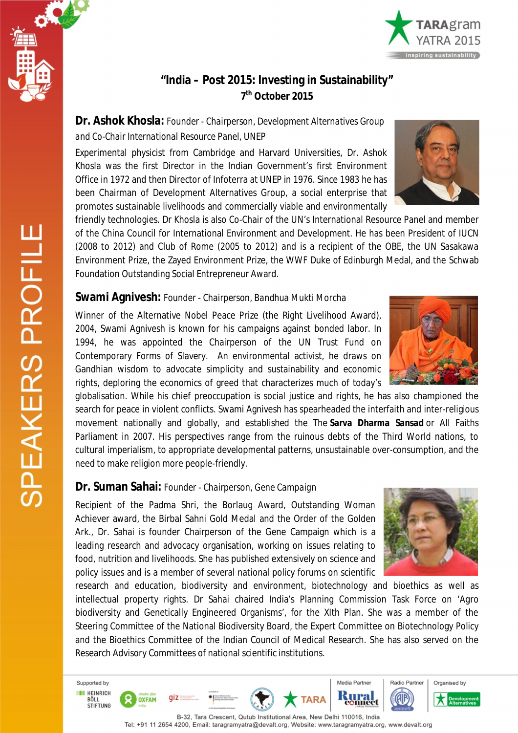# "India – Post 2015: Investing in Sustainability"

**7th October 2015**

**Dr. Ashok Khosla:** Founder - Chairperson, Development Alternatives Group and Co-Chair International Resource Panel, UNEP

Experimental physicist from Cambridge and Harvard Universities, Dr. Ashok Khosla was the first Director in the Indian Government's first Environment Office in 1972 and then Director of Infoterra at UNEP in 1976. Since 1983 he has been Chairman of Development Alternatives Group, a social enterprise that promotes sustainable livelihoods and commercially viable and environmentally friendly technologies. Dr Khosla is also Co-Chair of the UN's International Resource Panel and member of the China Council for International Environment and Development. He has been President of IUCN (2008 to 2012) and Club of Rome (2005 to 2012) and is a recipient of the OBE, the UN Sasakawa Environment Prize, the Zayed Environment Prize, the WWF Duke of Edinburgh Medal, and the Schwab Foundation Outstanding Social Entrepreneur Award.

**Swami Agnivesh:** Founder - Chairperson, Bandhua Mukti Morcha

Winner of the Alternative Nobel Peace Prize (the Right Livelihood Award), 2004, Swami Agnivesh is known for his campaigns against bonded labor. In 1994, he was appointed the Chairperson of the UN Trust Fund on Contemporary Forms of Slavery. An environmental activist, he draws on Gandhian wisdom to advocate simplicity and sustainability and economic rights, deploring the economics of greed that characterizes much of today's globalisation. While his chief preoccupation is social justice and rights, he has also championed the search for peace in violent conflicts. Swami Agnivesh has spearheaded the interfaith and inter-religious movement nationally and globally, and established the The **Sarva Dharma Sansad** or All Faiths Parliament in 2007. His perspectives range from the ruinous debts of the Third World nations, to cultural imperialism, to appropriate developmental patterns, unsustainable over-consumption, and the need to make religion more people-friendly.

**Dr. Suman Sahai:** Founder - Chairperson, Gene Campaign

Recipient of the Padma Shri, the Borlaug Award, Outstanding Woman Achiever award, the Birbal Sahni Gold Medal and the Order of the Golden Ark., Dr. Sahai is founder Chairperson of the Gene Campaign which is a leading research and advocacy organisation, working on issues relating to food, nutrition and livelihoods. She has published extensively on science and policy issues and is a member of several national policy forums on scientific research and education, biodiversity and environment, biotechnology and bioethics as well as intellectual property rights. Dr Sahai chaired India's Planning Commission Task Force on 'Agro biodiversity and Genetically Engineered Organisms', for the XIth Plan. She was a member of the Steering Committee of the National Biodiversity Board, the Expert Committee on Biotechnology Policy and the Bioethics Committee of the Indian Council of Medical Research. She has also served on the Research Advisory Committees of national scientific institutions.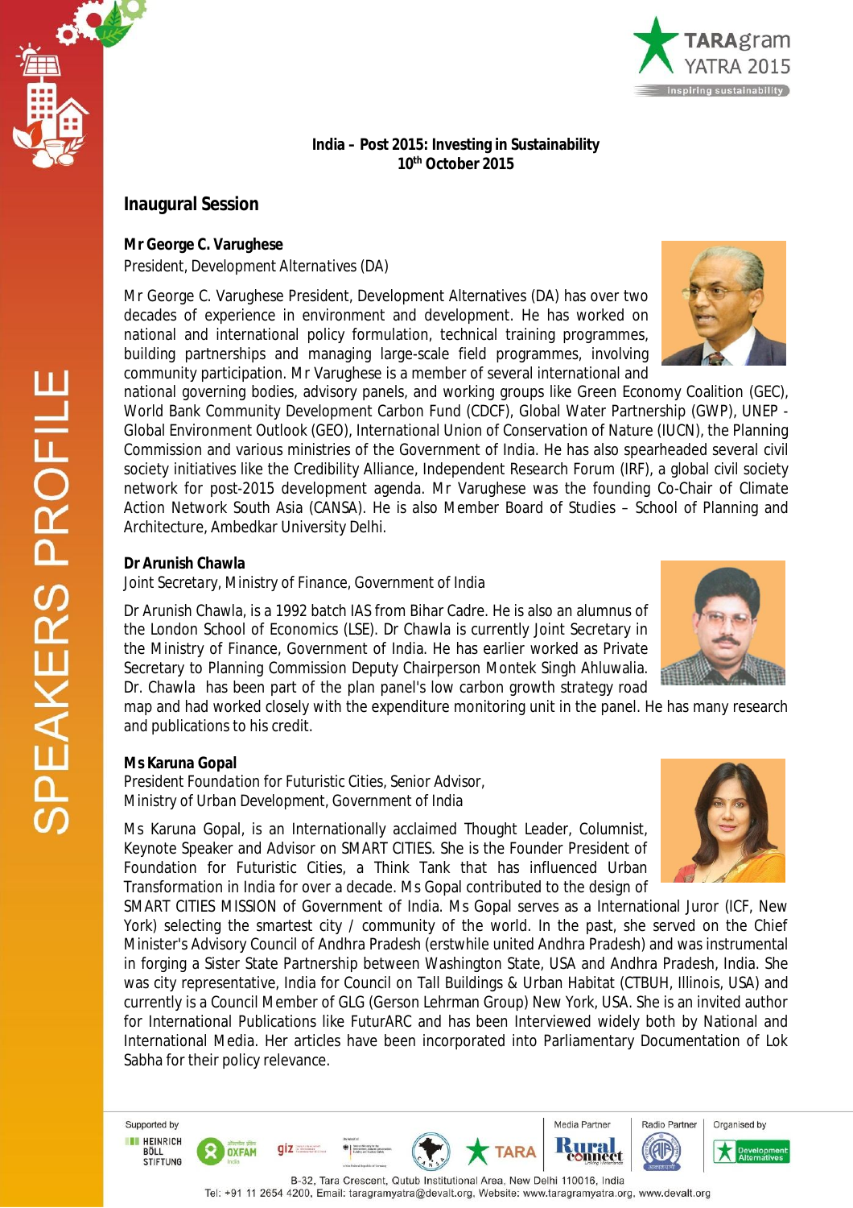**India – Post 2015: Investing in Sustainability**
**10th October 2015**

## Inaugural Session

**Mr George C. Varughese**
President, Development Alternatives (DA)

Mr George C. Varughese President, Development Alternatives (DA) has over two decades of experience in environment and development. He has worked on national and international policy formulation, technical training programmes, building partnerships and managing large-scale field programmes, involving community participation. Mr Varughese is a member of several international and national governing bodies, advisory panels, and working groups like Green Economy Coalition (GEC), World Bank Community Development Carbon Fund (CDCF), Global Water Partnership (GWP), UNEP - Global Environment Outlook (GEO), International Union of Conservation of Nature (IUCN), the Planning Commission and various ministries of the Government of India. He has also spearheaded several civil society initiatives like the Credibility Alliance, Independent Research Forum (IRF), a global civil society network for post-2015 development agenda. Mr Varughese was the founding Co-Chair of Climate Action Network South Asia (CANSA). He is also Member Board of Studies – School of Planning and Architecture, Ambedkar University Delhi.

**Dr Arunish Chawla**
Joint Secretary, Ministry of Finance, Government of India

Dr Arunish Chawla, is a 1992 batch IAS from Bihar Cadre. He is also an alumnus of the London School of Economics (LSE). Dr Chawla is currently Joint Secretary in the Ministry of Finance, Government of India. He has earlier worked as Private Secretary to Planning Commission Deputy Chairperson Montek Singh Ahluwalia. Dr. Chawla has been part of the plan panel's low carbon growth strategy road map and had worked closely with the expenditure monitoring unit in the panel. He has many research and publications to his credit.

**Ms Karuna Gopal**
President Foundation for Futuristic Cities, Senior Advisor,
Ministry of Urban Development, Government of India

Ms Karuna Gopal, is an Internationally acclaimed Thought Leader, Columnist, Keynote Speaker and Advisor on SMART CITIES. She is the Founder President of Foundation for Futuristic Cities, a Think Tank that has influenced Urban Transformation in India for over a decade. Ms Gopal contributed to the design of SMART CITIES MISSION of Government of India. Ms Gopal serves as a International Juror (ICF, New York) selecting the smartest city / community of the world. In the past, she served on the Chief Minister's Advisory Council of Andhra Pradesh (erstwhile united Andhra Pradesh) and was instrumental in forging a Sister State Partnership between Washington State, USA and Andhra Pradesh, India. She was city representative, India for Council on Tall Buildings & Urban Habitat (CTBUH, Illinois, USA) and currently is a Council Member of GLG (Gerson Lehrman Group) New York, USA. She is an invited author for International Publications like FuturARC and has been Interviewed widely both by National and International Media. Her articles have been incorporated into Parliamentary Documentation of Lok Sabha for their policy relevance.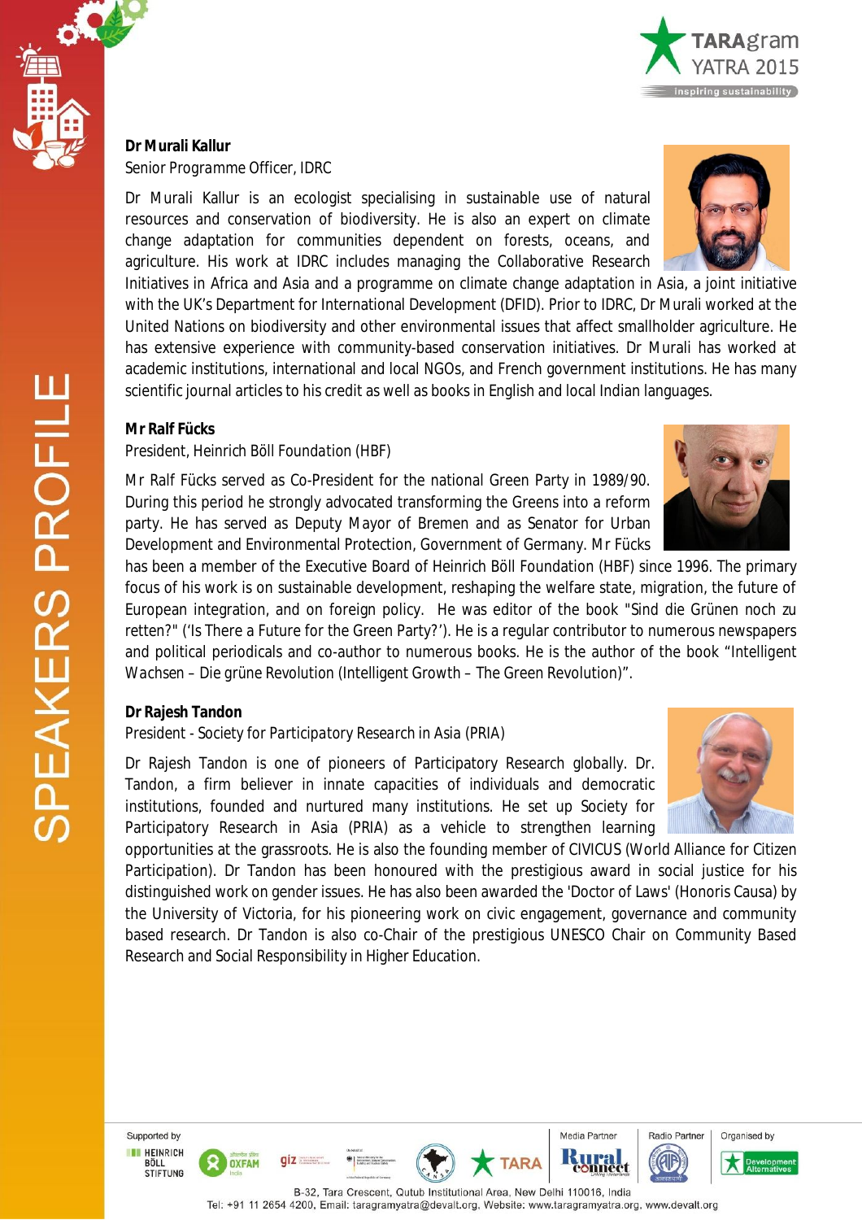# SPEAKERS PROFILE

**Dr Murali Kallur**

Senior Programme Officer, IDRC

Dr Murali Kallur is an ecologist specialising in sustainable use of natural resources and conservation of biodiversity. He is also an expert on climate change adaptation for communities dependent on forests, oceans, and agriculture. His work at IDRC includes managing the Collaborative Research Initiatives in Africa and Asia and a programme on climate change adaptation in Asia, a joint initiative with the UK's Department for International Development (DFID). Prior to IDRC, Dr Murali worked at the United Nations on biodiversity and other environmental issues that affect smallholder agriculture. He has extensive experience with community-based conservation initiatives. Dr Murali has worked at academic institutions, international and local NGOs, and French government institutions. He has many scientific journal articles to his credit as well as books in English and local Indian languages.

**Mr Ralf Fücks**

President, Heinrich Böll Foundation (HBF)

Mr Ralf Fücks served as Co-President for the national Green Party in 1989/90. During this period he strongly advocated transforming the Greens into a reform party. He has served as Deputy Mayor of Bremen and as Senator for Urban Development and Environmental Protection, Government of Germany. Mr Fücks has been a member of the Executive Board of Heinrich Böll Foundation (HBF) since 1996. The primary focus of his work is on sustainable development, reshaping the welfare state, migration, the future of European integration, and on foreign policy. He was editor of the book "Sind die Grünen noch zu retten?" ('Is There a Future for the Green Party?'). He is a regular contributor to numerous newspapers and political periodicals and co-author to numerous books. He is the author of the book "Intelligent Wachsen – Die grüne Revolution (Intelligent Growth – The Green Revolution)".

**Dr Rajesh Tandon**

President - Society for Participatory Research in Asia (PRIA)

Dr Rajesh Tandon is one of pioneers of Participatory Research globally. Dr. Tandon, a firm believer in innate capacities of individuals and democratic institutions, founded and nurtured many institutions. He set up Society for Participatory Research in Asia (PRIA) as a vehicle to strengthen learning opportunities at the grassroots. He is also the founding member of CIVICUS (World Alliance for Citizen Participation). Dr Tandon has been honoured with the prestigious award in social justice for his distinguished work on gender issues. He has also been awarded the 'Doctor of Laws' (Honoris Causa) by the University of Victoria, for his pioneering work on civic engagement, governance and community based research. Dr Tandon is also co-Chair of the prestigious UNESCO Chair on Community Based Research and Social Responsibility in Higher Education.

Supported by | Media Partner | Radio Partner | Organised by

B-32, Tara Crescent, Qutub Institutional Area, New Delhi 110016, India
Tel: +91 11 2654 4200, Email: taragramyatra@devalt.org, Website: www.taragramyatra.org, www.devalt.org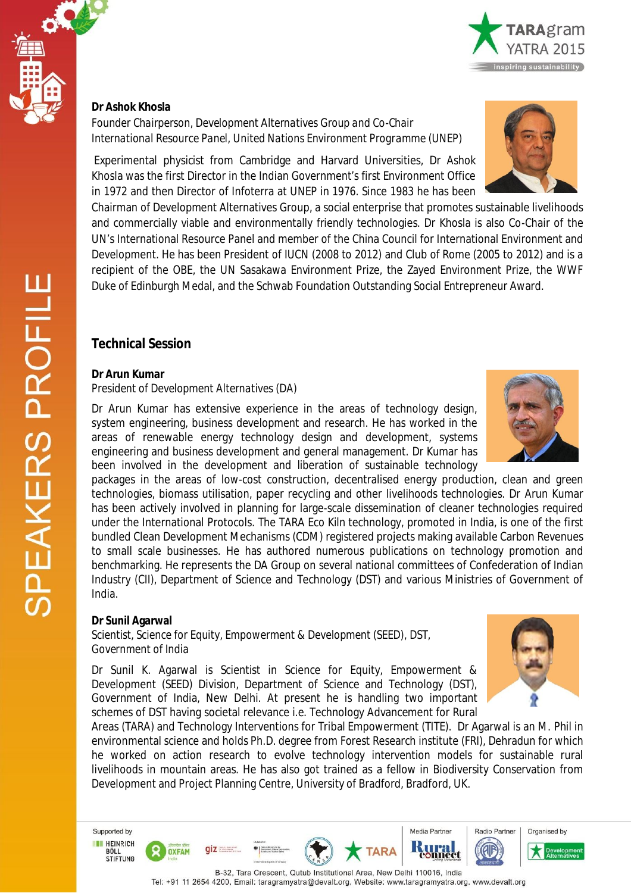**Dr Ashok Khosla**

Founder Chairperson, Development Alternatives Group and Co-Chair International Resource Panel, United Nations Environment Programme (UNEP)

Experimental physicist from Cambridge and Harvard Universities, Dr Ashok Khosla was the first Director in the Indian Government's first Environment Office in 1972 and then Director of Infoterra at UNEP in 1976. Since 1983 he has been Chairman of Development Alternatives Group, a social enterprise that promotes sustainable livelihoods and commercially viable and environmentally friendly technologies. Dr Khosla is also Co-Chair of the UN's International Resource Panel and member of the China Council for International Environment and Development. He has been President of IUCN (2008 to 2012) and Club of Rome (2005 to 2012) and is a recipient of the OBE, the UN Sasakawa Environment Prize, the Zayed Environment Prize, the WWF Duke of Edinburgh Medal, and the Schwab Foundation Outstanding Social Entrepreneur Award.

## Technical Session

**Dr Arun Kumar**

President of Development Alternatives (DA)

Dr Arun Kumar has extensive experience in the areas of technology design, system engineering, business development and research. He has worked in the areas of renewable energy technology design and development, systems engineering and business development and general management. Dr Kumar has been involved in the development and liberation of sustainable technology packages in the areas of low-cost construction, decentralised energy production, clean and green technologies, biomass utilisation, paper recycling and other livelihoods technologies. Dr Arun Kumar has been actively involved in planning for large-scale dissemination of cleaner technologies required under the International Protocols. The TARA Eco Kiln technology, promoted in India, is one of the first bundled Clean Development Mechanisms (CDM) registered projects making available Carbon Revenues to small scale businesses. He has authored numerous publications on technology promotion and benchmarking. He represents the DA Group on several national committees of Confederation of Indian Industry (CII), Department of Science and Technology (DST) and various Ministries of Government of India.

**Dr Sunil Agarwal**

Scientist, Science for Equity, Empowerment & Development (SEED), DST, Government of India

Dr Sunil K. Agarwal is Scientist in Science for Equity, Empowerment & Development (SEED) Division, Department of Science and Technology (DST), Government of India, New Delhi. At present he is handling two important schemes of DST having societal relevance i.e. Technology Advancement for Rural Areas (TARA) and Technology Interventions for Tribal Empowerment (TITE). Dr Agarwal is an M. Phil in environmental science and holds Ph.D. degree from Forest Research institute (FRI), Dehradun for which he worked on action research to evolve technology intervention models for sustainable rural livelihoods in mountain areas. He has also got trained as a fellow in Biodiversity Conservation from Development and Project Planning Centre, University of Bradford, Bradford, UK.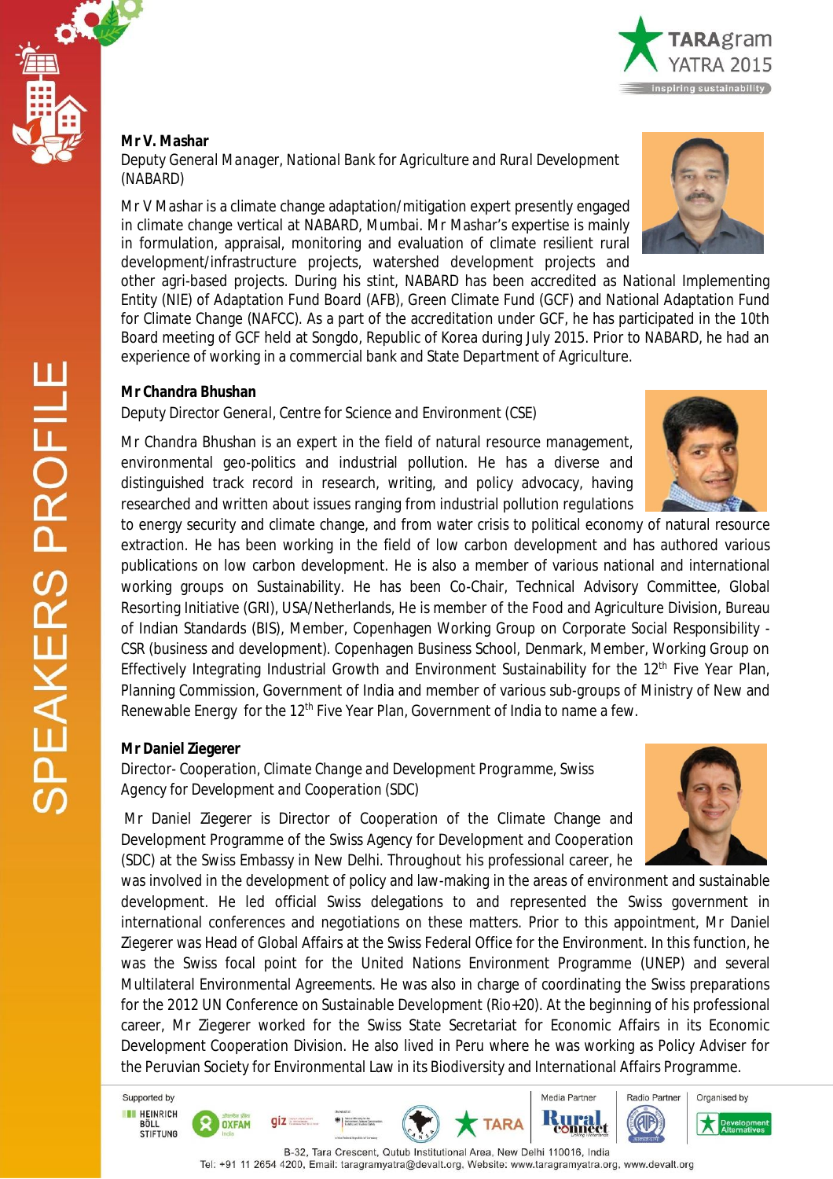# SPEAKERS PROFILE

**Mr V. Mashar**

Deputy General Manager, National Bank for Agriculture and Rural Development (NABARD)

Mr V Mashar is a climate change adaptation/mitigation expert presently engaged in climate change vertical at NABARD, Mumbai. Mr Mashar's expertise is mainly in formulation, appraisal, monitoring and evaluation of climate resilient rural development/infrastructure projects, watershed development projects and other agri-based projects. During his stint, NABARD has been accredited as National Implementing Entity (NIE) of Adaptation Fund Board (AFB), Green Climate Fund (GCF) and National Adaptation Fund for Climate Change (NAFCC). As a part of the accreditation under GCF, he has participated in the 10th Board meeting of GCF held at Songdo, Republic of Korea during July 2015. Prior to NABARD, he had an experience of working in a commercial bank and State Department of Agriculture.

**Mr Chandra Bhushan**

Deputy Director General, Centre for Science and Environment (CSE)

Mr Chandra Bhushan is an expert in the field of natural resource management, environmental geo-politics and industrial pollution. He has a diverse and distinguished track record in research, writing, and policy advocacy, having researched and written about issues ranging from industrial pollution regulations to energy security and climate change, and from water crisis to political economy of natural resource extraction. He has been working in the field of low carbon development and has authored various publications on low carbon development. He is also a member of various national and international working groups on Sustainability. He has been Co-Chair, Technical Advisory Committee, Global Resorting Initiative (GRI), USA/Netherlands, He is member of the Food and Agriculture Division, Bureau of Indian Standards (BIS), Member, Copenhagen Working Group on Corporate Social Responsibility - CSR (business and development). Copenhagen Business School, Denmark, Member, Working Group on Effectively Integrating Industrial Growth and Environment Sustainability for the 12th Five Year Plan, Planning Commission, Government of India and member of various sub-groups of Ministry of New and Renewable Energy for the 12th Five Year Plan, Government of India to name a few.

**Mr Daniel Ziegerer**

Director- Cooperation, Climate Change and Development Programme, Swiss Agency for Development and Cooperation (SDC)

Mr Daniel Ziegerer is Director of Cooperation of the Climate Change and Development Programme of the Swiss Agency for Development and Cooperation (SDC) at the Swiss Embassy in New Delhi. Throughout his professional career, he was involved in the development of policy and law-making in the areas of environment and sustainable development. He led official Swiss delegations to and represented the Swiss government in international conferences and negotiations on these matters. Prior to this appointment, Mr Daniel Ziegerer was Head of Global Affairs at the Swiss Federal Office for the Environment. In this function, he was the Swiss focal point for the United Nations Environment Programme (UNEP) and several Multilateral Environmental Agreements. He was also in charge of coordinating the Swiss preparations for the 2012 UN Conference on Sustainable Development (Rio+20). At the beginning of his professional career, Mr Ziegerer worked for the Swiss State Secretariat for Economic Affairs in its Economic Development Cooperation Division. He also lived in Peru where he was working as Policy Adviser for the Peruvian Society for Environmental Law in its Biodiversity and International Affairs Programme.

Supported by | Media Partner | Radio Partner | Organised by

B-32, Tara Crescent, Qutub Institutional Area, New Delhi 110016, India
Tel: +91 11 2654 4200, Email: taragramyatra@devalt.org, Website: www.taragramyatra.org, www.devalt.org